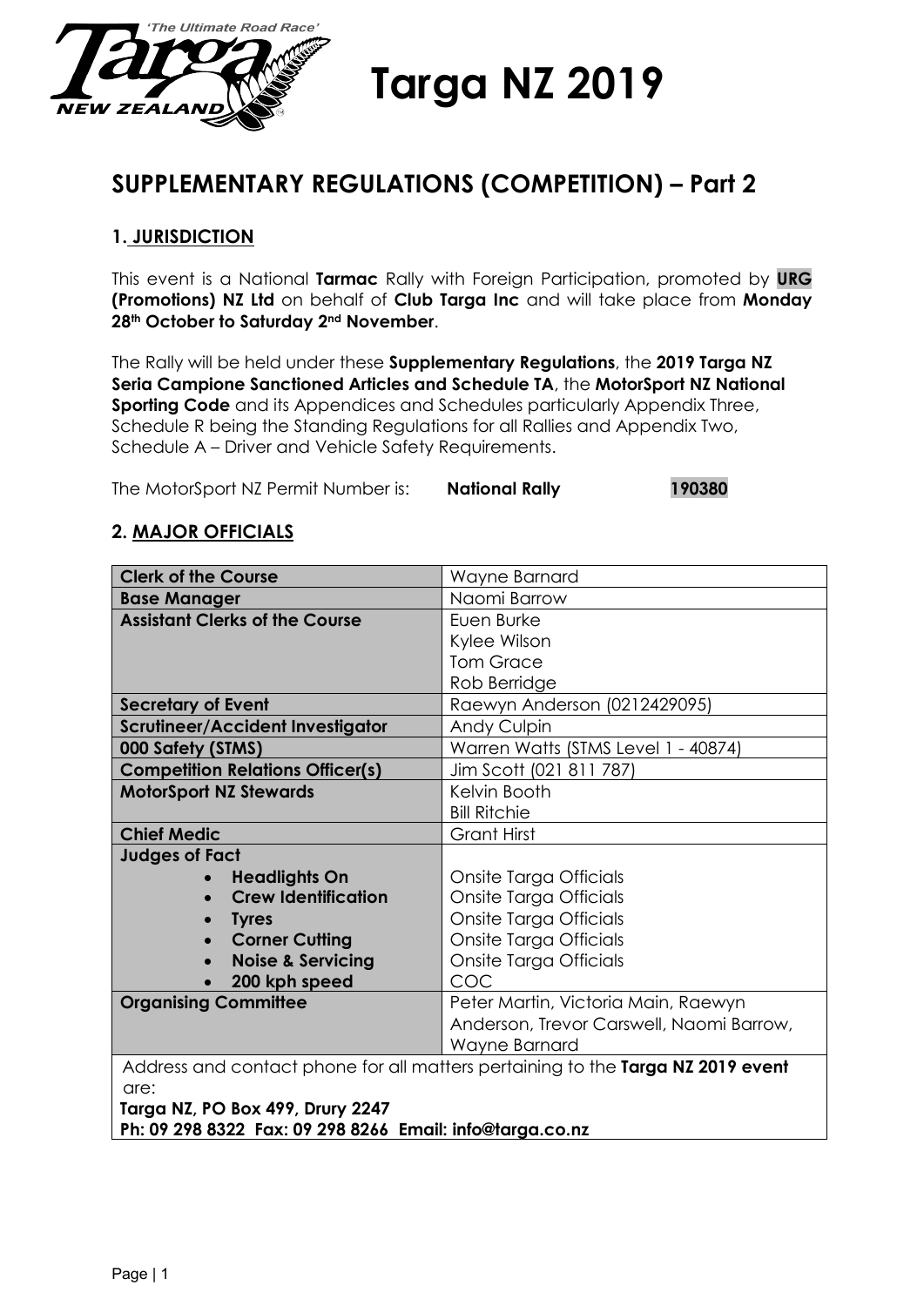# Targa NZ 2019

## SUPPLEMENTARY REGULATIONS (COMPETITION) – Part 2

### 1. JURISDICTION

This event is a National **Tarmac** Rally with Foreign Participation, promoted by **URG (Promotions) NZ Ltd** on behalf of **Club Targa Inc** and will take place from **Monday 28th October to Saturday 2nd November**.

The Rally will be held under these **Supplementary Regulations**, the **2019 Targa NZ Seria Campione Sanctioned Articles and Schedule TA**, the **MotorSport NZ National Sporting Code** and its Appendices and Schedules particularly Appendix Three, Schedule R being the Standing Regulations for all Rallies and Appendix Two, Schedule A – Driver and Vehicle Safety Requirements.

The MotorSport NZ Permit Number is: **National Rally** **190380**

### 2. MAJOR OFFICIALS

| | |
|---|---|
| **Clerk of the Course** | Wayne Barnard |
| **Base Manager** | Naomi Barrow |
| **Assistant Clerks of the Course** | Euen Burke<br>Kylee Wilson<br>Tom Grace<br>Rob Berridge |
| **Secretary of Event** | Raewyn Anderson (0212429095) |
| **Scrutineer/Accident Investigator** | Andy Culpin |
| **000 Safety (STMS)** | Warren Watts (STMS Level 1 - 40874) |
| **Competition Relations Officer(s)** | Jim Scott (021 811 787) |
| **MotorSport NZ Stewards** | Kelvin Booth<br>Bill Ritchie |
| **Chief Medic** | Grant Hirst |
| **Judges of Fact** | |
| • **Headlights On** | Onsite Targa Officials |
| • **Crew Identification** | Onsite Targa Officials |
| • **Tyres** | Onsite Targa Officials |
| • **Corner Cutting** | Onsite Targa Officials |
| • **Noise & Servicing** | Onsite Targa Officials |
| • **200 kph speed** | COC |
| **Organising Committee** | Peter Martin, Victoria Main, Raewyn Anderson, Trevor Carswell, Naomi Barrow, Wayne Barnard |

Address and contact phone for all matters pertaining to the **Targa NZ 2019 event** are:
**Targa NZ, PO Box 499, Drury 2247**
**Ph: 09 298 8322 Fax: 09 298 8266 Email: info@targa.co.nz**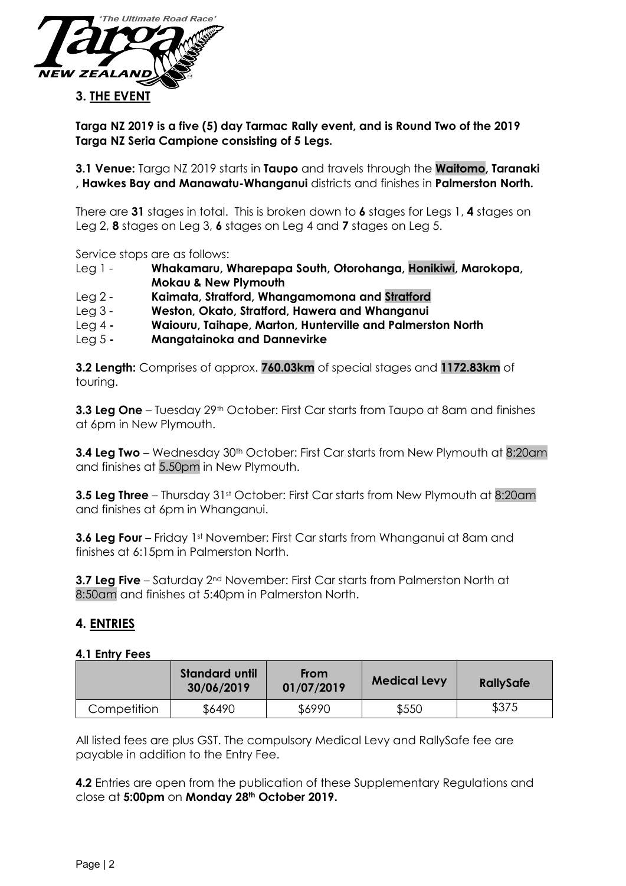## 3. THE EVENT

**Targa NZ 2019 is a five (5) day Tarmac Rally event, and is Round Two of the 2019 Targa NZ Seria Campione consisting of 5 Legs.**

**3.1 Venue:** Targa NZ 2019 starts in **Taupo** and travels through the **Waitomo**, **Taranaki , Hawkes Bay and Manawatu-Whanganui** districts and finishes in **Palmerston North.**

There are **31** stages in total. This is broken down to **6** stages for Legs 1, **4** stages on Leg 2, **8** stages on Leg 3, **6** stages on Leg 4 and **7** stages on Leg 5.

Service stops are as follows:

- Leg 1 - **Whakamaru, Wharepapa South, Otorohanga, Honikiwi, Marokopa, Mokau & New Plymouth**
- Leg 2 - **Kaimata, Stratford, Whangamomona and Stratford**
- Leg 3 - **Weston, Okato, Stratford, Hawera and Whanganui**
- Leg 4 **- Waiouru, Taihape, Marton, Hunterville and Palmerston North**
- Leg 5 **- Mangatainoka and Dannevirke**

**3.2 Length:** Comprises of approx. **760.03km** of special stages and **1172.83km** of touring.

**3.3 Leg One** – Tuesday 29th October: First Car starts from Taupo at 8am and finishes at 6pm in New Plymouth.

**3.4 Leg Two** – Wednesday 30th October: First Car starts from New Plymouth at 8:20am and finishes at 5.50pm in New Plymouth.

**3.5 Leg Three** – Thursday 31st October: First Car starts from New Plymouth at 8:20am and finishes at 6pm in Whanganui.

**3.6 Leg Four** – Friday 1st November: First Car starts from Whanganui at 8am and finishes at 6:15pm in Palmerston North.

**3.7 Leg Five** – Saturday 2nd November: First Car starts from Palmerston North at 8:50am and finishes at 5:40pm in Palmerston North.

## 4. ENTRIES

**4.1 Entry Fees**

| | Standard until 30/06/2019 | From 01/07/2019 | Medical Levy | RallySafe |
|---|---|---|---|---|
| Competition | $6490 | $6990 | $550 | $375 |

All listed fees are plus GST. The compulsory Medical Levy and RallySafe fee are payable in addition to the Entry Fee.

**4.2** Entries are open from the publication of these Supplementary Regulations and close at **5:00pm** on **Monday 28th October 2019.**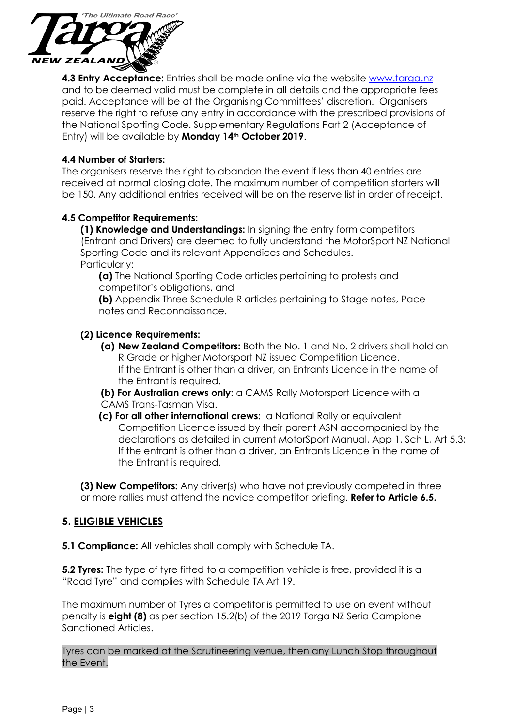**4.3 Entry Acceptance:** Entries shall be made online via the website www.targa.nz and to be deemed valid must be complete in all details and the appropriate fees paid. Acceptance will be at the Organising Committees' discretion. Organisers reserve the right to refuse any entry in accordance with the prescribed provisions of the National Sporting Code. Supplementary Regulations Part 2 (Acceptance of Entry) will be available by **Monday 14th October 2019**.

**4.4 Number of Starters:**

The organisers reserve the right to abandon the event if less than 40 entries are received at normal closing date. The maximum number of competition starters will be 150. Any additional entries received will be on the reserve list in order of receipt.

**4.5 Competitor Requirements:**

**(1) Knowledge and Understandings:** In signing the entry form competitors (Entrant and Drivers) are deemed to fully understand the MotorSport NZ National Sporting Code and its relevant Appendices and Schedules.
Particularly:

**(a)** The National Sporting Code articles pertaining to protests and competitor's obligations, and

**(b)** Appendix Three Schedule R articles pertaining to Stage notes, Pace notes and Reconnaissance.

**(2) Licence Requirements:**

**(a) New Zealand Competitors:** Both the No. 1 and No. 2 drivers shall hold an R Grade or higher Motorsport NZ issued Competition Licence.
If the Entrant is other than a driver, an Entrants Licence in the name of the Entrant is required.

**(b) For Australian crews only:** a CAMS Rally Motorsport Licence with a CAMS Trans-Tasman Visa.

**(c) For all other international crews:** a National Rally or equivalent Competition Licence issued by their parent ASN accompanied by the declarations as detailed in current MotorSport Manual, App 1, Sch L, Art 5.3; If the entrant is other than a driver, an Entrants Licence in the name of the Entrant is required.

**(3) New Competitors:** Any driver(s) who have not previously competed in three or more rallies must attend the novice competitor briefing. **Refer to Article 6.5.**

## 5. ELIGIBLE VEHICLES

**5.1 Compliance:** All vehicles shall comply with Schedule TA.

**5.2 Tyres:** The type of tyre fitted to a competition vehicle is free, provided it is a "Road Tyre" and complies with Schedule TA Art 19.

The maximum number of Tyres a competitor is permitted to use on event without penalty is **eight (8)** as per section 15.2(b) of the 2019 Targa NZ Seria Campione Sanctioned Articles.

Tyres can be marked at the Scrutineering venue, then any Lunch Stop throughout the Event.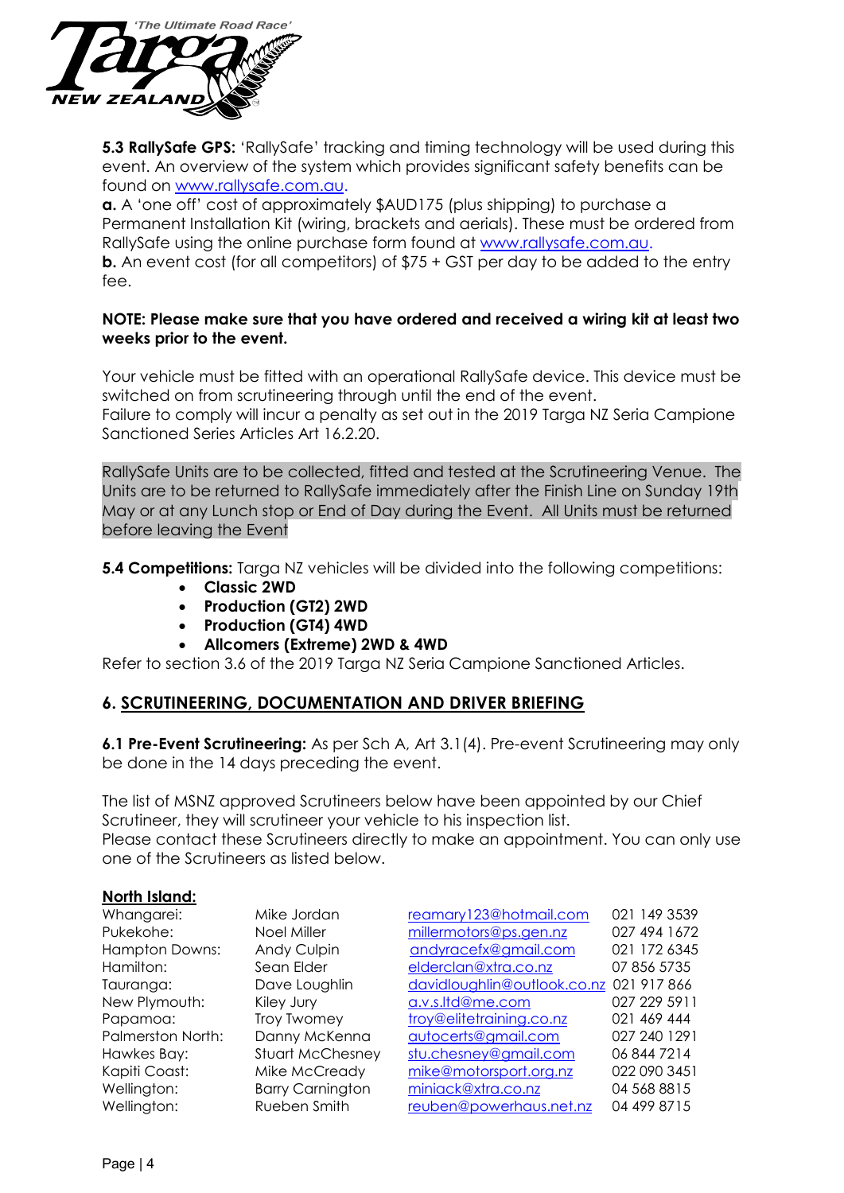**5.3 RallySafe GPS:** 'RallySafe' tracking and timing technology will be used during this event. An overview of the system which provides significant safety benefits can be found on www.rallysafe.com.au.

**a.** A 'one off' cost of approximately $AUD175 (plus shipping) to purchase a Permanent Installation Kit (wiring, brackets and aerials). These must be ordered from RallySafe using the online purchase form found at www.rallysafe.com.au.

**b.** An event cost (for all competitors) of $75 + GST per day to be added to the entry fee.

**NOTE: Please make sure that you have ordered and received a wiring kit at least two weeks prior to the event.**

Your vehicle must be fitted with an operational RallySafe device. This device must be switched on from scrutineering through until the end of the event.
Failure to comply will incur a penalty as set out in the 2019 Targa NZ Seria Campione Sanctioned Series Articles Art 16.2.20.

RallySafe Units are to be collected, fitted and tested at the Scrutineering Venue. The Units are to be returned to RallySafe immediately after the Finish Line on Sunday 19th May or at any Lunch stop or End of Day during the Event. All Units must be returned before leaving the Event

**5.4 Competitions:** Targa NZ vehicles will be divided into the following competitions:

- **Classic 2WD**
- **Production (GT2) 2WD**
- **Production (GT4) 4WD**
- **Allcomers (Extreme) 2WD & 4WD**

Refer to section 3.6 of the 2019 Targa NZ Seria Campione Sanctioned Articles.

## 6. SCRUTINEERING, DOCUMENTATION AND DRIVER BRIEFING

**6.1 Pre-Event Scrutineering:** As per Sch A, Art 3.1(4). Pre-event Scrutineering may only be done in the 14 days preceding the event.

The list of MSNZ approved Scrutineers below have been appointed by our Chief Scrutineer, they will scrutineer your vehicle to his inspection list.
Please contact these Scrutineers directly to make an appointment. You can only use one of the Scrutineers as listed below.

**North Island:**

| Location | Name | Email | Phone |
|---|---|---|---|
| Whangarei: | Mike Jordan | reamary123@hotmail.com | 021 149 3539 |
| Pukekohe: | Noel Miller | millermotors@ps.gen.nz | 027 494 1672 |
| Hampton Downs: | Andy Culpin | andyracefx@gmail.com | 021 172 6345 |
| Hamilton: | Sean Elder | elderclan@xtra.co.nz | 07 856 5735 |
| Tauranga: | Dave Loughlin | davidloughlin@outlook.co.nz | 021 917 866 |
| New Plymouth: | Kiley Jury | a.v.s.ltd@me.com | 027 229 5911 |
| Papamoa: | Troy Twomey | troy@elitetraining.co.nz | 021 469 444 |
| Palmerston North: | Danny McKenna | autocerts@gmail.com | 027 240 1291 |
| Hawkes Bay: | Stuart McChesney | stu.chesney@gmail.com | 06 844 7214 |
| Kapiti Coast: | Mike McCready | mike@motorsport.org.nz | 022 090 3451 |
| Wellington: | Barry Carnington | miniack@xtra.co.nz | 04 568 8815 |
| Wellington: | Rueben Smith | reuben@powerhaus.net.nz | 04 499 8715 |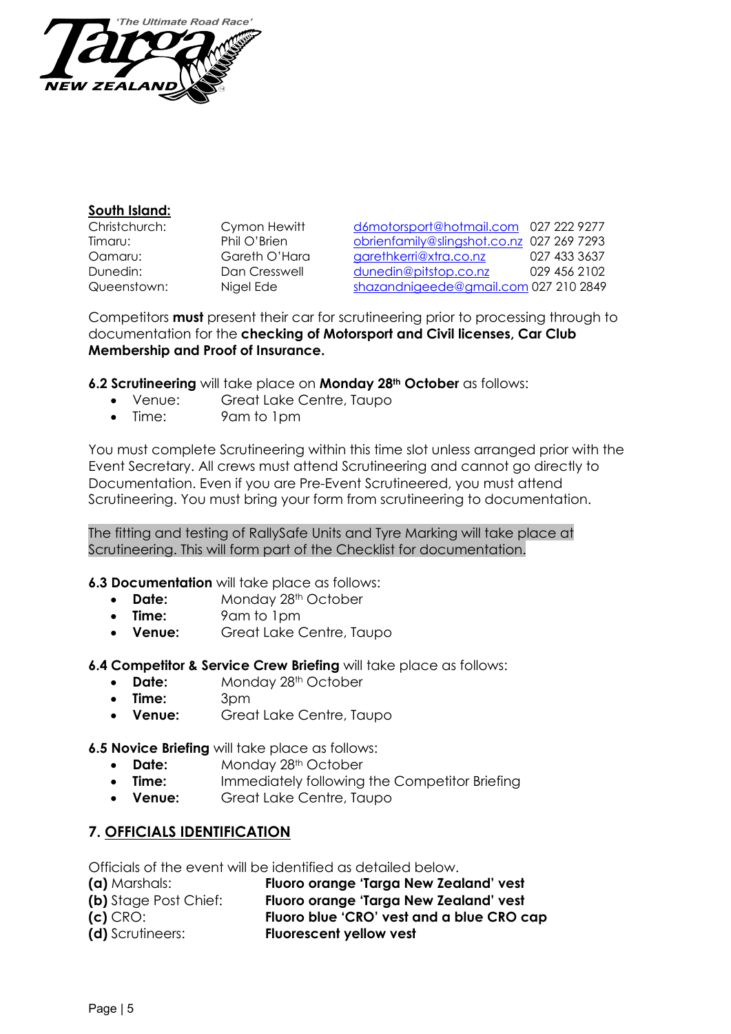**South Island:**

| | | | |
|---|---|---|---|
| Christchurch: | Cymon Hewitt | d6motorsport@hotmail.com | 027 222 9277 |
| Timaru: | Phil O'Brien | obrienfamily@slingshot.co.nz | 027 269 7293 |
| Oamaru: | Gareth O'Hara | garethkerri@xtra.co.nz | 027 433 3637 |
| Dunedin: | Dan Cresswell | dunedin@pitstop.co.nz | 029 456 2102 |
| Queenstown: | Nigel Ede | shazandnigeede@gmail.com | 027 210 2849 |

Competitors **must** present their car for scrutineering prior to processing through to documentation for the **checking of Motorsport and Civil licenses, Car Club Membership and Proof of Insurance.**

**6.2 Scrutineering** will take place on **Monday 28th October** as follows:

- Venue: Great Lake Centre, Taupo
- Time: 9am to 1pm

You must complete Scrutineering within this time slot unless arranged prior with the Event Secretary. All crews must attend Scrutineering and cannot go directly to Documentation. Even if you are Pre-Event Scrutineered, you must attend Scrutineering. You must bring your form from scrutineering to documentation.

The fitting and testing of RallySafe Units and Tyre Marking will take place at Scrutineering. This will form part of the Checklist for documentation.

**6.3 Documentation** will take place as follows:

- **Date:** Monday 28th October
- **Time:** 9am to 1pm
- **Venue:** Great Lake Centre, Taupo

**6.4 Competitor & Service Crew Briefing** will take place as follows:

- **Date:** Monday 28th October
- **Time:** 3pm
- **Venue:** Great Lake Centre, Taupo

**6.5 Novice Briefing** will take place as follows:

- **Date:** Monday 28th October
- **Time:** Immediately following the Competitor Briefing
- **Venue:** Great Lake Centre, Taupo

## 7. OFFICIALS IDENTIFICATION

Officials of the event will be identified as detailed below.

**(a)** Marshals: **Fluoro orange 'Targa New Zealand' vest**
**(b)** Stage Post Chief: **Fluoro orange 'Targa New Zealand' vest**
**(c)** CRO: **Fluoro blue 'CRO' vest and a blue CRO cap**
**(d)** Scrutineers: **Fluorescent yellow vest**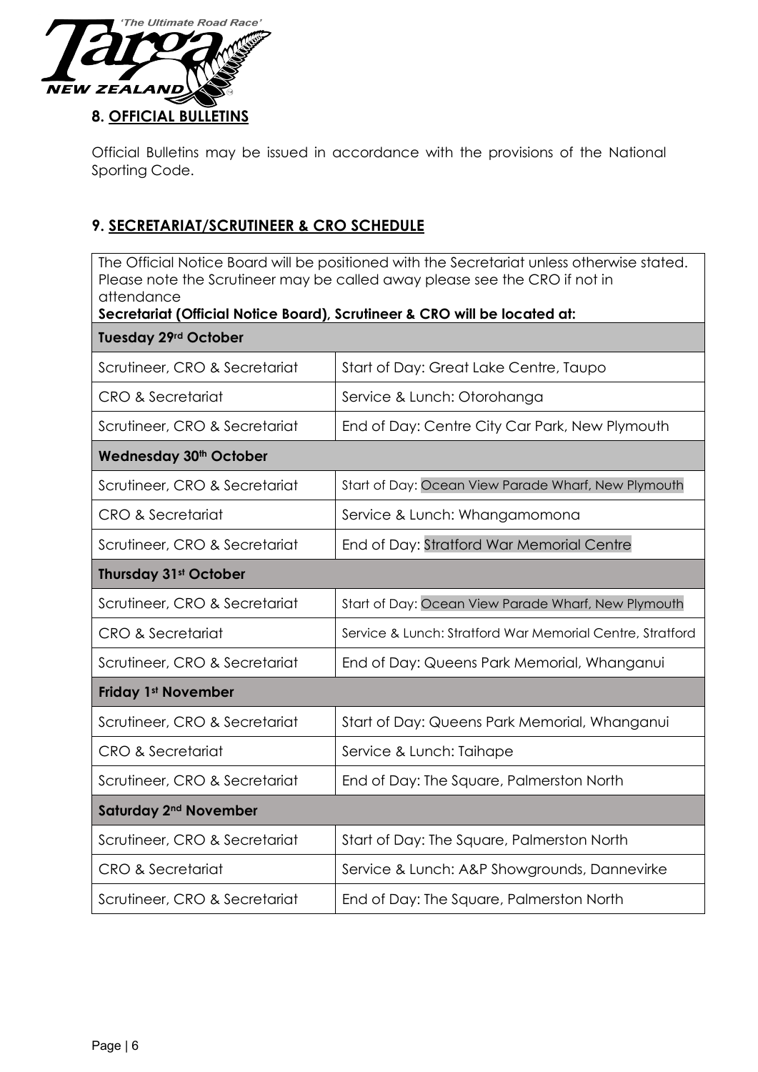## 8. OFFICIAL BULLETINS

Official Bulletins may be issued in accordance with the provisions of the National Sporting Code.

## 9. SECRETARIAT/SCRUTINEER & CRO SCHEDULE

The Official Notice Board will be positioned with the Secretariat unless otherwise stated. Please note the Scrutineer may be called away please see the CRO if not in attendance

**Secretariat (Official Notice Board), Scrutineer & CRO will be located at:**

| **Tuesday 29rd October** | |
|---|---|
| Scrutineer, CRO & Secretariat | Start of Day: Great Lake Centre, Taupo |
| CRO & Secretariat | Service & Lunch: Otorohanga |
| Scrutineer, CRO & Secretariat | End of Day: Centre City Car Park, New Plymouth |
| **Wednesday 30th October** | |
| Scrutineer, CRO & Secretariat | Start of Day: Ocean View Parade Wharf, New Plymouth |
| CRO & Secretariat | Service & Lunch: Whangamomona |
| Scrutineer, CRO & Secretariat | End of Day: Stratford War Memorial Centre |
| **Thursday 31st October** | |
| Scrutineer, CRO & Secretariat | Start of Day: Ocean View Parade Wharf, New Plymouth |
| CRO & Secretariat | Service & Lunch: Stratford War Memorial Centre, Stratford |
| Scrutineer, CRO & Secretariat | End of Day: Queens Park Memorial, Whanganui |
| **Friday 1st November** | |
| Scrutineer, CRO & Secretariat | Start of Day: Queens Park Memorial, Whanganui |
| CRO & Secretariat | Service & Lunch: Taihape |
| Scrutineer, CRO & Secretariat | End of Day: The Square, Palmerston North |
| **Saturday 2nd November** | |
| Scrutineer, CRO & Secretariat | Start of Day: The Square, Palmerston North |
| CRO & Secretariat | Service & Lunch: A&P Showgrounds, Dannevirke |
| Scrutineer, CRO & Secretariat | End of Day: The Square, Palmerston North |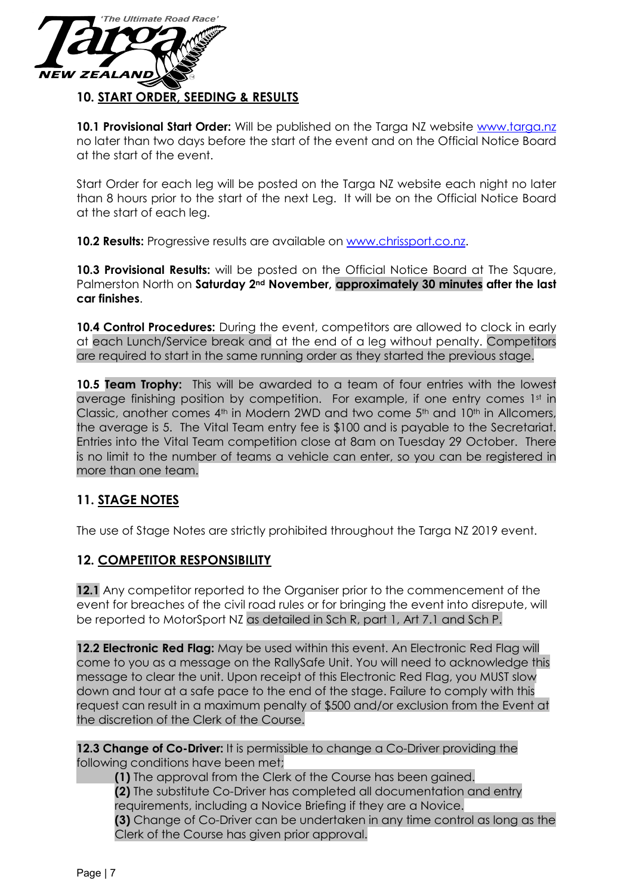## 10. START ORDER, SEEDING & RESULTS

**10.1 Provisional Start Order:** Will be published on the Targa NZ website www.targa.nz no later than two days before the start of the event and on the Official Notice Board at the start of the event.

Start Order for each leg will be posted on the Targa NZ website each night no later than 8 hours prior to the start of the next Leg. It will be on the Official Notice Board at the start of each leg.

**10.2 Results:** Progressive results are available on www.chrissport.co.nz.

**10.3 Provisional Results:** will be posted on the Official Notice Board at The Square, Palmerston North on **Saturday 2nd November, approximately 30 minutes after the last car finishes**.

**10.4 Control Procedures:** During the event, competitors are allowed to clock in early at each Lunch/Service break and at the end of a leg without penalty. Competitors are required to start in the same running order as they started the previous stage.

**10.5 Team Trophy:** This will be awarded to a team of four entries with the lowest average finishing position by competition. For example, if one entry comes 1st in Classic, another comes 4th in Modern 2WD and two come 5th and 10th in Allcomers, the average is 5. The Vital Team entry fee is $100 and is payable to the Secretariat. Entries into the Vital Team competition close at 8am on Tuesday 29 October. There is no limit to the number of teams a vehicle can enter, so you can be registered in more than one team.

## 11. STAGE NOTES

The use of Stage Notes are strictly prohibited throughout the Targa NZ 2019 event.

## 12. COMPETITOR RESPONSIBILITY

**12.1** Any competitor reported to the Organiser prior to the commencement of the event for breaches of the civil road rules or for bringing the event into disrepute, will be reported to MotorSport NZ as detailed in Sch R, part 1, Art 7.1 and Sch P.

**12.2 Electronic Red Flag:** May be used within this event. An Electronic Red Flag will come to you as a message on the RallySafe Unit. You will need to acknowledge this message to clear the unit. Upon receipt of this Electronic Red Flag, you MUST slow down and tour at a safe pace to the end of the stage. Failure to comply with this request can result in a maximum penalty of $500 and/or exclusion from the Event at the discretion of the Clerk of the Course.

**12.3 Change of Co-Driver:** It is permissible to change a Co-Driver providing the following conditions have been met;

- **(1)** The approval from the Clerk of the Course has been gained.
- **(2)** The substitute Co-Driver has completed all documentation and entry requirements, including a Novice Briefing if they are a Novice.
- **(3)** Change of Co-Driver can be undertaken in any time control as long as the Clerk of the Course has given prior approval.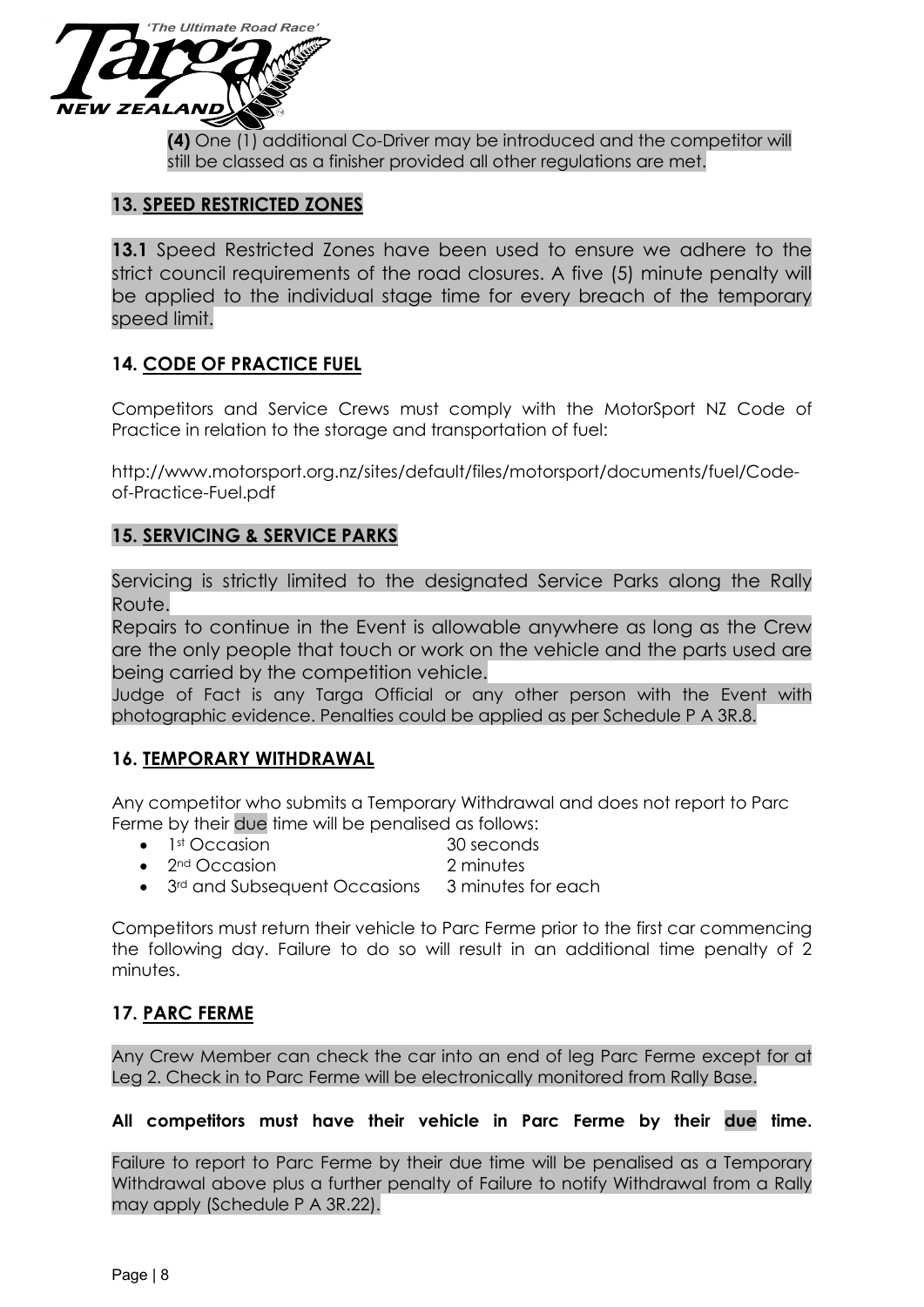**(4)** One (1) additional Co-Driver may be introduced and the competitor will still be classed as a finisher provided all other regulations are met.

## 13. SPEED RESTRICTED ZONES

**13.1** Speed Restricted Zones have been used to ensure we adhere to the strict council requirements of the road closures. A five (5) minute penalty will be applied to the individual stage time for every breach of the temporary speed limit.

## 14. CODE OF PRACTICE FUEL

Competitors and Service Crews must comply with the MotorSport NZ Code of Practice in relation to the storage and transportation of fuel:

http://www.motorsport.org.nz/sites/default/files/motorsport/documents/fuel/Code-of-Practice-Fuel.pdf

## 15. SERVICING & SERVICE PARKS

Servicing is strictly limited to the designated Service Parks along the Rally Route.

Repairs to continue in the Event is allowable anywhere as long as the Crew are the only people that touch or work on the vehicle and the parts used are being carried by the competition vehicle.

Judge of Fact is any Targa Official or any other person with the Event with photographic evidence. Penalties could be applied as per Schedule P A 3R.8.

## 16. TEMPORARY WITHDRAWAL

Any competitor who submits a Temporary Withdrawal and does not report to Parc Ferme by their due time will be penalised as follows:

- 1st Occasion — 30 seconds
- 2nd Occasion — 2 minutes
- 3rd and Subsequent Occasions — 3 minutes for each

Competitors must return their vehicle to Parc Ferme prior to the first car commencing the following day. Failure to do so will result in an additional time penalty of 2 minutes.

## 17. PARC FERME

Any Crew Member can check the car into an end of leg Parc Ferme except for at Leg 2. Check in to Parc Ferme will be electronically monitored from Rally Base.

**All competitors must have their vehicle in Parc Ferme by their due time.**

Failure to report to Parc Ferme by their due time will be penalised as a Temporary Withdrawal above plus a further penalty of Failure to notify Withdrawal from a Rally may apply (Schedule P A 3R.22).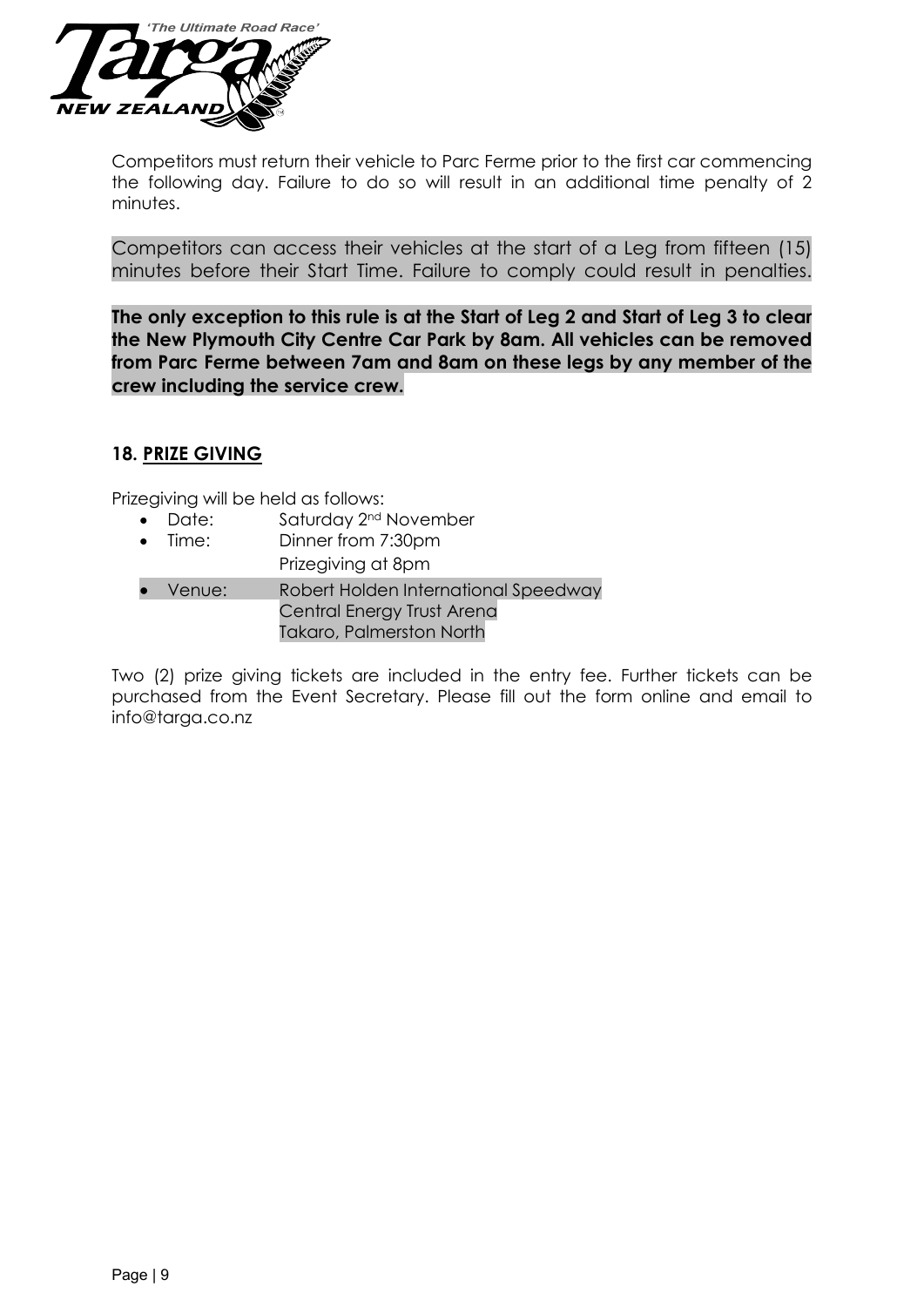Competitors must return their vehicle to Parc Ferme prior to the first car commencing the following day. Failure to do so will result in an additional time penalty of 2 minutes.

Competitors can access their vehicles at the start of a Leg from fifteen (15) minutes before their Start Time. Failure to comply could result in penalties.

**The only exception to this rule is at the Start of Leg 2 and Start of Leg 3 to clear the New Plymouth City Centre Car Park by 8am. All vehicles can be removed from Parc Ferme between 7am and 8am on these legs by any member of the crew including the service crew.**

## 18. PRIZE GIVING

Prizegiving will be held as follows:

- Date: Saturday 2nd November
- Time: Dinner from 7:30pm
  Prizegiving at 8pm
- Venue: Robert Holden International Speedway
  Central Energy Trust Arena
  Takaro, Palmerston North

Two (2) prize giving tickets are included in the entry fee. Further tickets can be purchased from the Event Secretary. Please fill out the form online and email to info@targa.co.nz